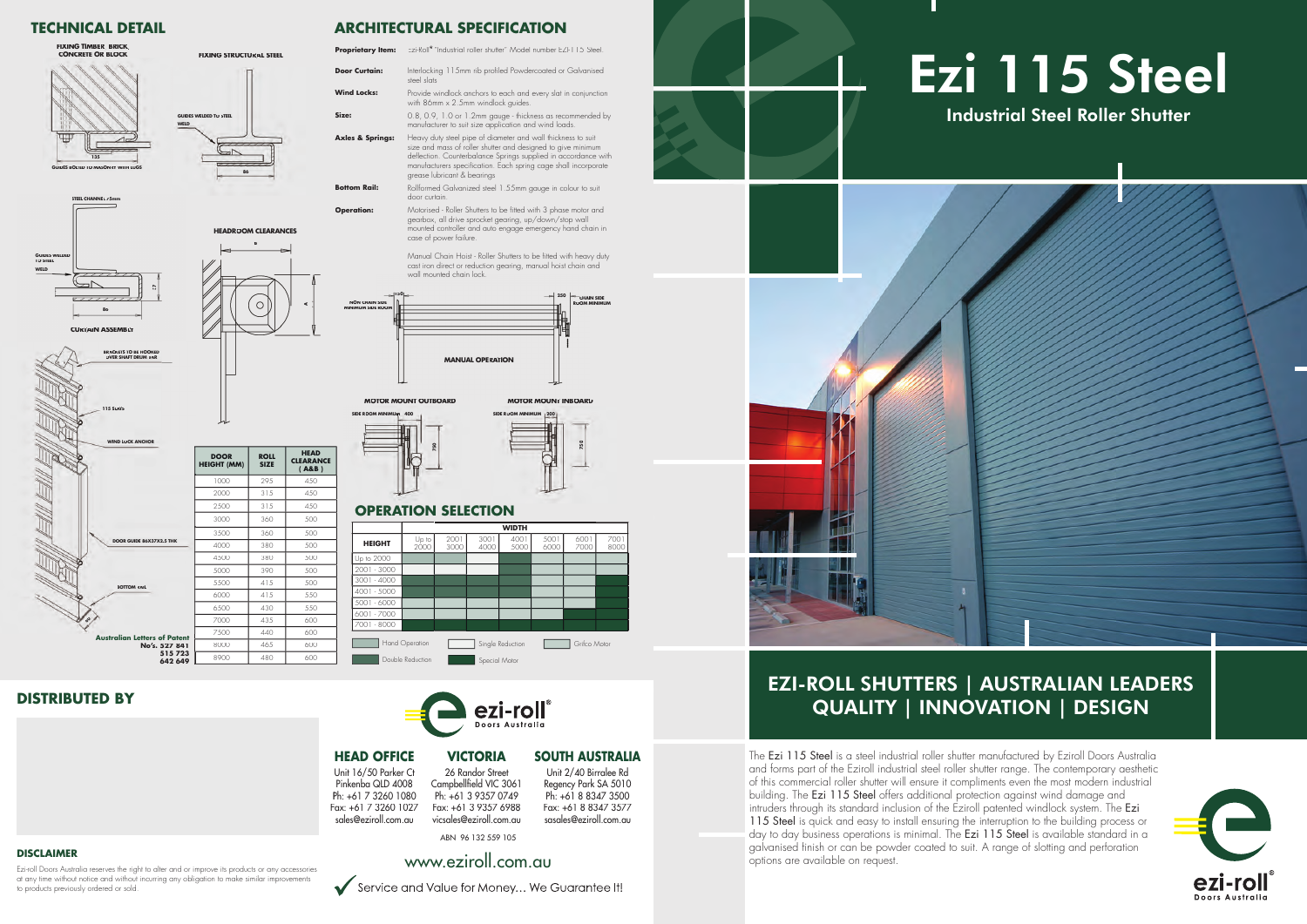# Ezi 115 Steel

## Industrial Steel Roller Shutter

## TECHNICAL DETAIL

FIXING TIMBER, BRICK, CONCRETE OR BLOCK

FIXING STRUCTURAL STEEL

GUIDES WELDED TO STEEL

WELD

GUIDES BOLTED TO MASONRY WITH LUGS

STEEL CHANNEL 75mm

GUIDES WELDED TO STEEL

WELD

CURTAIN ASSEMBLY

BRACKETS TO BE HOOKED OVER SHAFT DRUM END

115 SLATS

WIND LOCK ANCHOR

DOOR GUIDE 86X37X2.5 THK

BOTTOM RAIL

Australian Letters of Patent No's. 527 841, 515 723, 642 649

HEADROOM CLEARANCES

| DOOR HEIGHT (MM) | ROLL SIZE | HEAD CLEARANCE (A&B) |
|---|---|---|
| 1000 | 295 | 450 |
| 2000 | 315 | 450 |
| 2500 | 315 | 450 |
| 3000 | 360 | 500 |
| 3500 | 360 | 500 |
| 4000 | 380 | 500 |
| 4500 | 380 | 500 |
| 5000 | 390 | 500 |
| 5500 | 415 | 500 |
| 6000 | 415 | 550 |
| 6500 | 430 | 550 |
| 7000 | 435 | 600 |
| 7500 | 440 | 600 |
| 8000 | 465 | 600 |
| 8900 | 480 | 600 |

## ARCHITECTURAL SPECIFICATION

**Proprietary Item:** Ezi-Roll® "Industrial roller shutter" Model number EZI-115 Steel.

**Door Curtain:** Interlocking 115mm rib profiled Powdercoated or Galvanised steel slats

**Wind Locks:** Provide windlock anchors to each and every slat in conjunction with 86mm x 2.5mm windlock guides.

**Size:** 0.8, 0.9, 1.0 or 1.2mm gauge - thickness as recommended by manufacturer to suit size application and wind loads.

**Axles & Springs:** Heavy duty steel pipe of diameter and wall thickness to suit size and mass of roller shutter and designed to give minimum deflection. Counterbalance Springs supplied in accordance with manufacturers specification. Each spring cage shall incorporate grease lubricant & bearings

**Bottom Rail:** Rollformed Galvanized steel 1.55mm gauge in colour to suit door curtain.

**Operation:** Motorised - Roller Shutters to be fitted with 3 phase motor and gearbox, all drive sprocket gearing, up/down/stop wall mounted controller and auto engage emergency hand chain in case of power failure.

Manual Chain Hoist - Roller Shutters to be fitted with heavy duty cast iron direct or reduction gearing, manual hoist chain and wall mounted chain lock.

NON CHAIN SIDE MINIMUM SIDE ROOM 150

250 CHAIN SIDE ROOM MINIMUM

MANUAL OPERATION

MOTOR MOUNT OUTBOARD — SIDE ROOM MINIMUM 400 — 750

MOTOR MOUNT INBOARD — SIDE ROOM MINIMUM 200 — 750

## OPERATION SELECTION

| HEIGHT | WIDTH Up to 2000 | 2001 3000 | 3001 4000 | 4001 5000 | 5001 6000 | 6001 7000 | 7001 8000 |
|---|---|---|---|---|---|---|---|
| Up to 2000 | | | | | | | |
| 2001 - 3000 | | | | | | | |
| 3001 - 4000 | | | | | | | |
| 4001 - 5000 | | | | | | | |
| 5001 - 6000 | | | | | | | |
| 6001 - 7000 | | | | | | | |
| 7001 - 8000 | | | | | | | |

Hand Operation | Single Reduction | Grifco Motor | Double Reduction | Special Motor

## EZI-ROLL SHUTTERS | AUSTRALIAN LEADERS QUALITY | INNOVATION | DESIGN

The Ezi 115 Steel is a steel industrial roller shutter manufactured by Eziroll Doors Australia and forms part of the Eziroll industrial steel roller shutter range. The contemporary aesthetic of this commercial roller shutter will ensure it compliments even the most modern industrial building. The Ezi 115 Steel offers additional protection against wind damage and intruders through its standard inclusion of the Eziroll patented windlock system. The Ezi 115 Steel is quick and easy to install ensuring the interruption to the building process or day to day business operations is minimal. The Ezi 115 Steel is available standard in a galvanised finish or can be powder coated to suit. A range of slotting and perforation options are available on request.

## DISTRIBUTED BY

ezi-roll® Doors Australia

### HEAD OFFICE

Unit 16/50 Parker Ct
Pinkenba QLD 4008
Ph: +61 7 3260 1080
Fax: +61 7 3260 1027
sales@eziroll.com.au

### VICTORIA

26 Randor Street
Campbellfield VIC 3061
Ph: +61 3 9357 0749
Fax: +61 3 9357 6988
vicsales@eziroll.com.au

### SOUTH AUSTRALIA

Unit 2/40 Birralee Rd
Regency Park SA 5010
Ph: +61 8 8347 3500
Fax: +61 8 8347 3577
sasales@eziroll.com.au

ABN 96 132 559 105

www.eziroll.com.au

Service and Value for Money... We Guarantee It!

### DISCLAIMER

Ezi-roll Doors Australia reserves the right to alter and or improve its products or any accessories at any time without notice and without incurring any obligation to make similar improvements to products previously ordered or sold.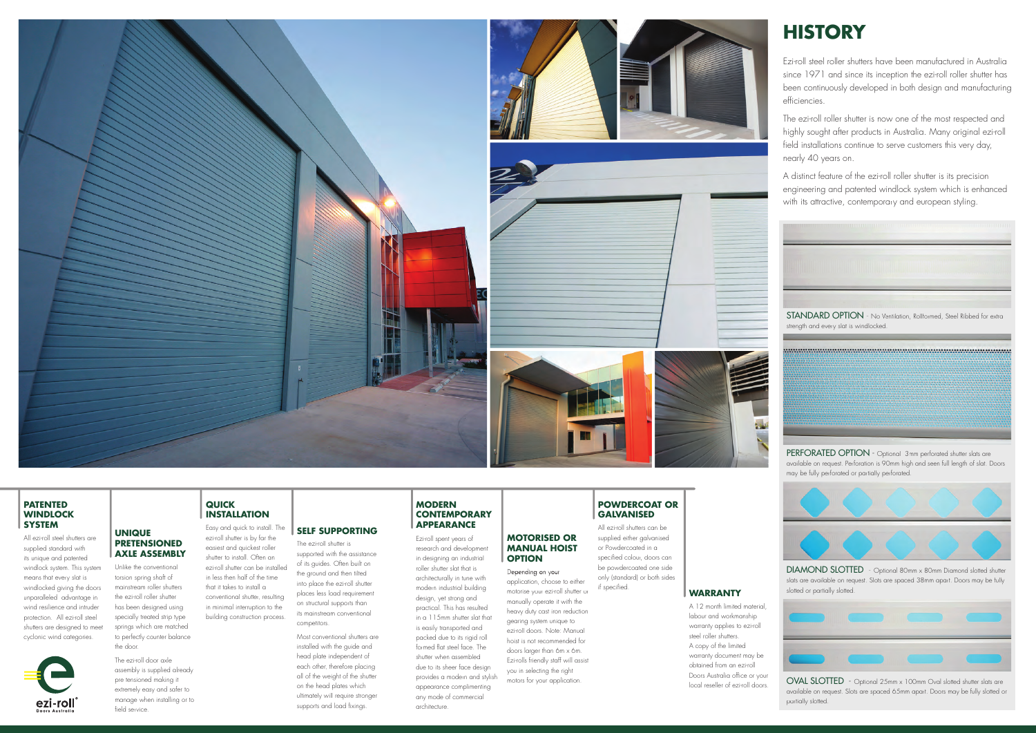# HISTORY

Ezi-roll steel roller shutters have been manufactured in Australia since 1971 and since its inception the ezi-roll roller shutter has been continuously developed in both design and manufacturing efficiencies.

The ezi-roll roller shutter is now one of the most respected and highly sought after products in Australia. Many original ezi-roll field installations continue to serve customers this very day, nearly 40 years on.

A distinct feature of the ezi-roll roller shutter is its precision engineering and patented windlock system which is enhanced with its attractive, contemporary and european styling.

**STANDARD OPTION** - No Ventilation, Rollformed, Steel Ribbed for extra strength and every slat is windlocked.

**PERFORATED OPTION** - Optional 3mm perforated shutter slats are available on request. Perforation is 90mm high and seen full length of slat. Doors may be fully perforated or partially perforated.

**DIAMOND SLOTTED** - Optional 80mm x 80mm Diamond slotted shutter slats are available on request. Slots are spaced 38mm apart. Doors may be fully slotted or partially slotted.

**OVAL SLOTTED** - Optional 25mm x 100mm Oval slotted shutter slats are available on request. Slots are spaced 65mm apart. Doors may be fully slotted or partially slotted.

## PATENTED WINDLOCK SYSTEM

All ezi-roll steel shutters are supplied standard with its unique and patented windlock system. This system means that every slat is windlocked giving the doors unparalleled advantage in wind resilience and intruder protection. All ezi-roll steel shutters are designed to meet cyclonic wind categories.

## UNIQUE PRETENSIONED AXLE ASSEMBLY

Unlike the conventional torsion spring shaft of mainstream roller shutters the ezi-roll roller shutter has been designed using specially treated strip type springs which are matched to perfectly counter balance the door.

The ezi-roll door axle assembly is supplied already pre tensioned making it extremely easy and safer to manage when installing or to field service.

## QUICK INSTALLATION

Easy and quick to install. The ezi-roll shutter is by far the easiest and quickest roller shutter to install. Often an ezi-roll shutter can be installed in less then half of the time that it takes to install a conventional shutter, resulting in minimal interruption to the building construction process.

## SELF SUPPORTING

The ezi-roll shutter is supported with the assistance of its guides. Often built on the ground and then tilted into place the ezi-roll shutter places less load requirement on structural supports than its mainstream conventional competitors.

Most conventional shutters are installed with the guide and head plate independent of each other, therefore placing all of the weight of the shutter on the head plates which ultimately will require stronger supports and load fixings.

## MODERN CONTEMPORARY APPEARANCE

Ezi-roll spent years of research and development in designing an industrial roller shutter slat that is architecturally in tune with modern industrial building design, yet strong and practical. This has resulted in a 115mm shutter slat that is easily transported and packed due to its rigid roll formed flat steel face. The shutter when assembled due to its sheer face design provides a modern and stylish appearance complimenting any mode of commercial architecture.

## MOTORISED OR MANUAL HOIST OPTION

Depending on your application, choose to either motorise your ezi-roll shutter or manually operate it with the heavy duty cast iron reduction gearing system unique to ezi-roll doors. Note: Manual hoist is not recommended for doors larger than 6m x 6m. Ezi-rolls friendly staff will assist you in selecting the right motors for your application.

## POWDERCOAT OR GALVANISED

All ezi-roll shutters can be supplied either galvanised or Powdercoated in a specified colour, doors can be powdercoated one side only (standard) or both sides if specified.

## WARRANTY

A 12 month limited material, labour and workmanship warranty applies to ezi-roll steel roller shutters.
A copy of the limited warranty document may be obtained from an ezi-roll Doors Australia office or your local reseller of ezi-roll doors.

ezi-roll® Doors Australia